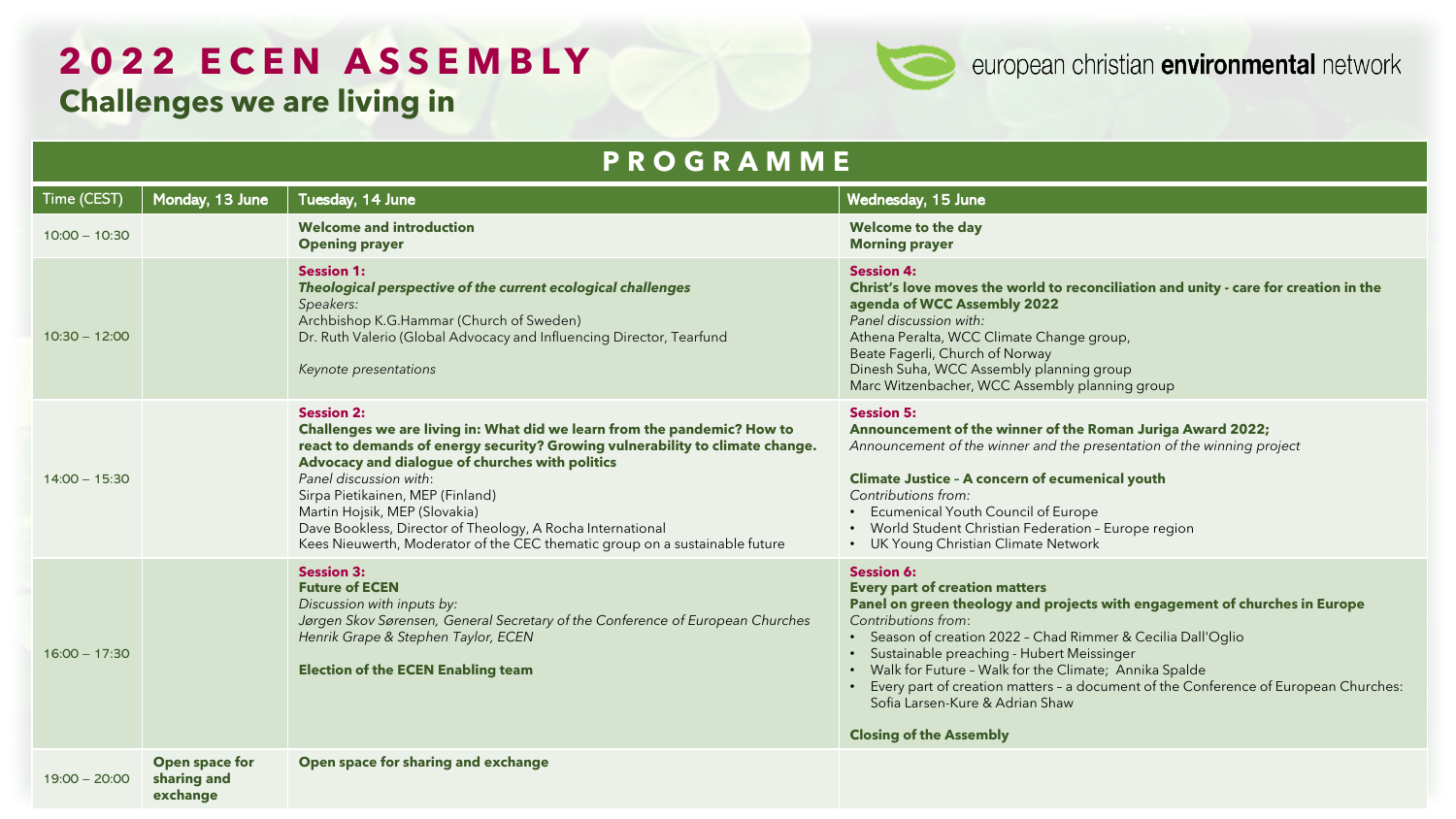# 2022 ECEN ASSEMBLY

## Challenges we are living in

european christian **environmental** network

## PROGRAMME

| Time (CEST) | Monday, 13 June | Tuesday, 14 June | Wednesday, 15 June |
|---|---|---|---|
| 10:00 – 10:30 | | **Welcome and introduction**<br>**Opening prayer** | **Welcome to the day**<br>**Morning prayer** |
| 10:30 – 12:00 | | **Session 1:**<br>***Theological perspective of the current ecological challenges***<br>*Speakers:*<br>Archbishop K.G.Hammar (Church of Sweden)<br>Dr. Ruth Valerio (Global Advocacy and Influencing Director, Tearfund<br><br>*Keynote presentations* | **Session 4:**<br>**Christ's love moves the world to reconciliation and unity - care for creation in the agenda of WCC Assembly 2022**<br>*Panel discussion with:*<br>Athena Peralta, WCC Climate Change group,<br>Beate Fagerli, Church of Norway<br>Dinesh Suha, WCC Assembly planning group<br>Marc Witzenbacher, WCC Assembly planning group |
| 14:00 – 15:30 | | **Session 2:**<br>**Challenges we are living in: What did we learn from the pandemic? How to react to demands of energy security? Growing vulnerability to climate change. Advocacy and dialogue of churches with politics**<br>*Panel discussion with*:<br>Sirpa Pietikainen, MEP (Finland)<br>Martin Hojsik, MEP (Slovakia)<br>Dave Bookless, Director of Theology, A Rocha International<br>Kees Nieuwerth, Moderator of the CEC thematic group on a sustainable future | **Session 5:**<br>**Announcement of the winner of the Roman Juriga Award 2022;**<br>*Announcement of the winner and the presentation of the winning project*<br><br>**Climate Justice – A concern of ecumenical youth**<br>*Contributions from:*<br>• Ecumenical Youth Council of Europe<br>• World Student Christian Federation – Europe region<br>• UK Young Christian Climate Network |
| 16:00 – 17:30 | | **Session 3:**<br>**Future of ECEN**<br>*Discussion with inputs by:*<br>*Jørgen Skov Sørensen, General Secretary of the Conference of European Churches*<br>*Henrik Grape & Stephen Taylor, ECEN*<br><br>**Election of the ECEN Enabling team** | **Session 6:**<br>**Every part of creation matters**<br>**Panel on green theology and projects with engagement of churches in Europe**<br>*Contributions from*:<br>• Season of creation 2022 – Chad Rimmer & Cecilia Dall'Oglio<br>• Sustainable preaching - Hubert Meissinger<br>• Walk for Future – Walk for the Climate; Annika Spalde<br>• Every part of creation matters – a document of the Conference of European Churches: Sofia Larsen-Kure & Adrian Shaw<br><br>**Closing of the Assembly** |
| 19:00 – 20:00 | **Open space for sharing and exchange** | **Open space for sharing and exchange** | |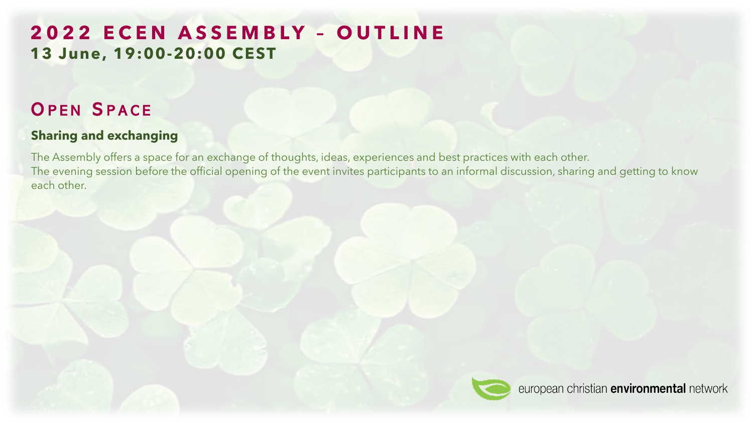# 2022 ECEN ASSEMBLY – OUTLINE

**13 June, 19:00-20:00 CEST**

## Open Space

### Sharing and exchanging

The Assembly offers a space for an exchange of thoughts, ideas, experiences and best practices with each other.
The evening session before the official opening of the event invites participants to an informal discussion, sharing and getting to know each other.

european christian **environmental** network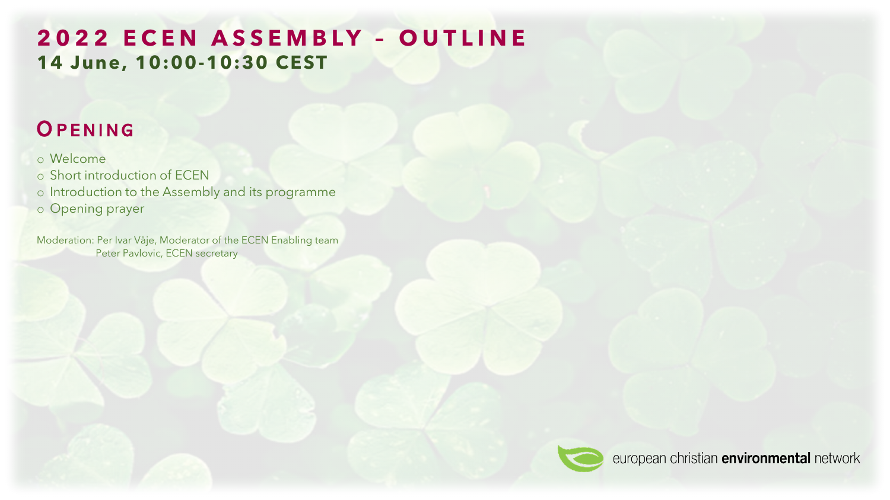# 2022 ECEN ASSEMBLY – OUTLINE

**14 June, 10:00-10:30 CEST**

## OPENING

- Welcome
- Short introduction of ECEN
- Introduction to the Assembly and its programme
- Opening prayer

Moderation: Per Ivar Våje, Moderator of the ECEN Enabling team
Peter Pavlovic, ECEN secretary

european christian **environmental** network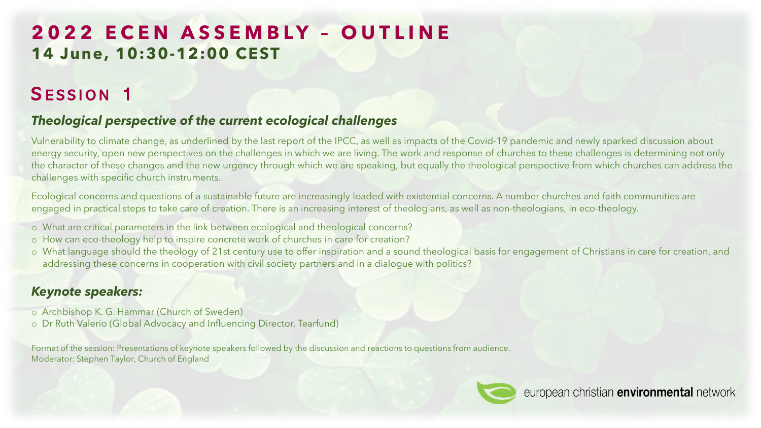# 2022 ECEN ASSEMBLY – OUTLINE

**14 June, 10:30-12:00 CEST**

## Session 1

### *Theological perspective of the current ecological challenges*

Vulnerability to climate change, as underlined by the last report of the IPCC, as well as impacts of the Covid-19 pandemic and newly sparked discussion about energy security, open new perspectives on the challenges in which we are living. The work and response of churches to these challenges is determining not only the character of these changes and the new urgency through which we are speaking, but equally the theological perspective from which churches can address the challenges with specific church instruments.

Ecological concerns and questions of a sustainable future are increasingly loaded with existential concerns. A number churches and faith communities are engaged in practical steps to take care of creation. There is an increasing interest of theologians, as well as non-theologians, in eco-theology.

- What are critical parameters in the link between ecological and theological concerns?
- How can eco-theology help to inspire concrete work of churches in care for creation?
- What language should the theology of 21st century use to offer inspiration and a sound theological basis for engagement of Christians in care for creation, and addressing these concerns in cooperation with civil society partners and in a dialogue with politics?

### *Keynote speakers:*

- Archbishop K. G. Hammar (Church of Sweden)
- Dr Ruth Valerio (Global Advocacy and Influencing Director, Tearfund)

Format of the session: Presentations of keynote speakers followed by the discussion and reactions to questions from audience.
Moderator: Stephen Taylor, Church of England

european christian **environmental** network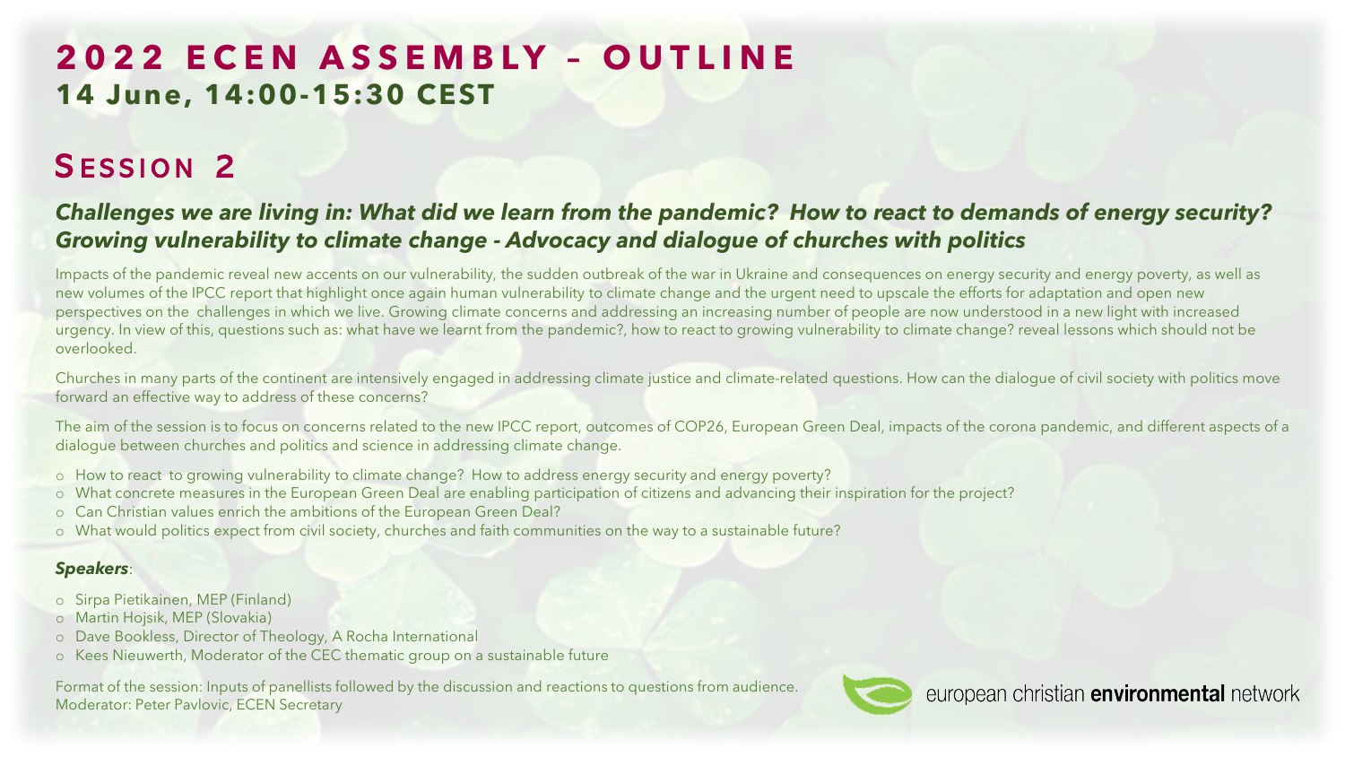# 2022 ECEN ASSEMBLY – OUTLINE

**14 June, 14:00-15:30 CEST**

## Session 2

### *Challenges we are living in: What did we learn from the pandemic? How to react to demands of energy security? Growing vulnerability to climate change - Advocacy and dialogue of churches with politics*

Impacts of the pandemic reveal new accents on our vulnerability, the sudden outbreak of the war in Ukraine and consequences on energy security and energy poverty, as well as new volumes of the IPCC report that highlight once again human vulnerability to climate change and the urgent need to upscale the efforts for adaptation and open new perspectives on the challenges in which we live. Growing climate concerns and addressing an increasing number of people are now understood in a new light with increased urgency. In view of this, questions such as: what have we learnt from the pandemic?, how to react to growing vulnerability to climate change? reveal lessons which should not be overlooked.

Churches in many parts of the continent are intensively engaged in addressing climate justice and climate-related questions. How can the dialogue of civil society with politics move forward an effective way to address of these concerns?

The aim of the session is to focus on concerns related to the new IPCC report, outcomes of COP26, European Green Deal, impacts of the corona pandemic, and different aspects of a dialogue between churches and politics and science in addressing climate change.

- How to react to growing vulnerability to climate change? How to address energy security and energy poverty?
- What concrete measures in the European Green Deal are enabling participation of citizens and advancing their inspiration for the project?
- Can Christian values enrich the ambitions of the European Green Deal?
- What would politics expect from civil society, churches and faith communities on the way to a sustainable future?

***Speakers***:

- Sirpa Pietikainen, MEP (Finland)
- Martin Hojsik, MEP (Slovakia)
- Dave Bookless, Director of Theology, A Rocha International
- Kees Nieuwerth, Moderator of the CEC thematic group on a sustainable future

Format of the session: Inputs of panellists followed by the discussion and reactions to questions from audience.
Moderator: Peter Pavlovic, ECEN Secretary

european christian **environmental** network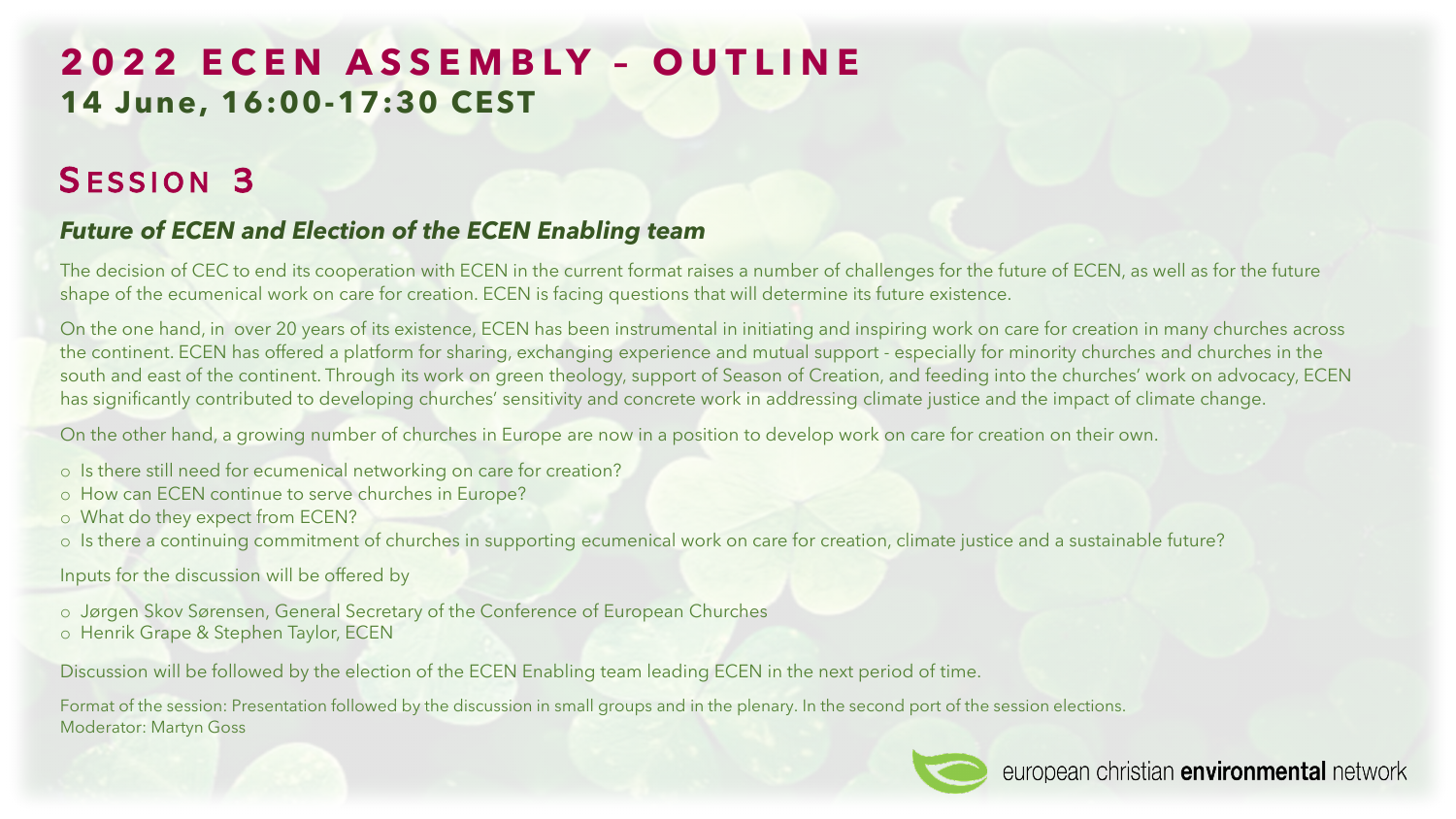# 2022 ECEN ASSEMBLY – OUTLINE

**14 June, 16:00-17:30 CEST**

## Session 3

### *Future of ECEN and Election of the ECEN Enabling team*

The decision of CEC to end its cooperation with ECEN in the current format raises a number of challenges for the future of ECEN, as well as for the future shape of the ecumenical work on care for creation. ECEN is facing questions that will determine its future existence.

On the one hand, in over 20 years of its existence, ECEN has been instrumental in initiating and inspiring work on care for creation in many churches across the continent. ECEN has offered a platform for sharing, exchanging experience and mutual support - especially for minority churches and churches in the south and east of the continent. Through its work on green theology, support of Season of Creation, and feeding into the churches' work on advocacy, ECEN has significantly contributed to developing churches' sensitivity and concrete work in addressing climate justice and the impact of climate change.

On the other hand, a growing number of churches in Europe are now in a position to develop work on care for creation on their own.

- Is there still need for ecumenical networking on care for creation?
- How can ECEN continue to serve churches in Europe?
- What do they expect from ECEN?
- Is there a continuing commitment of churches in supporting ecumenical work on care for creation, climate justice and a sustainable future?

Inputs for the discussion will be offered by

- Jørgen Skov Sørensen, General Secretary of the Conference of European Churches
- Henrik Grape & Stephen Taylor, ECEN

Discussion will be followed by the election of the ECEN Enabling team leading ECEN in the next period of time.

Format of the session: Presentation followed by the discussion in small groups and in the plenary. In the second port of the session elections.
Moderator: Martyn Goss

european christian **environmental** network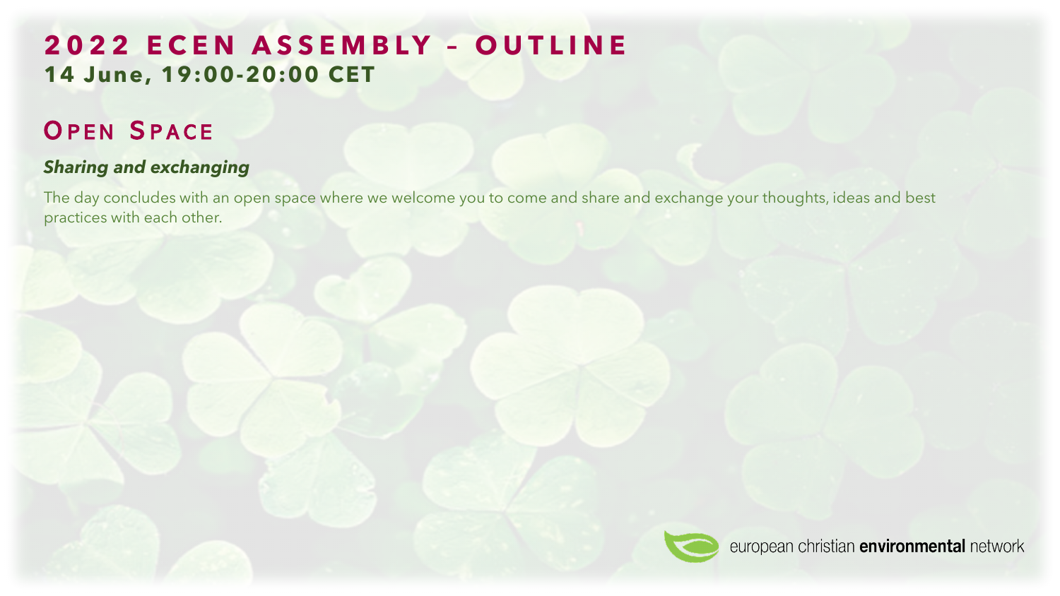# 2022 ECEN ASSEMBLY – OUTLINE

**14 June, 19:00-20:00 CET**

## OPEN SPACE

***Sharing and exchanging***

The day concludes with an open space where we welcome you to come and share and exchange your thoughts, ideas and best practices with each other.

european christian **environmental** network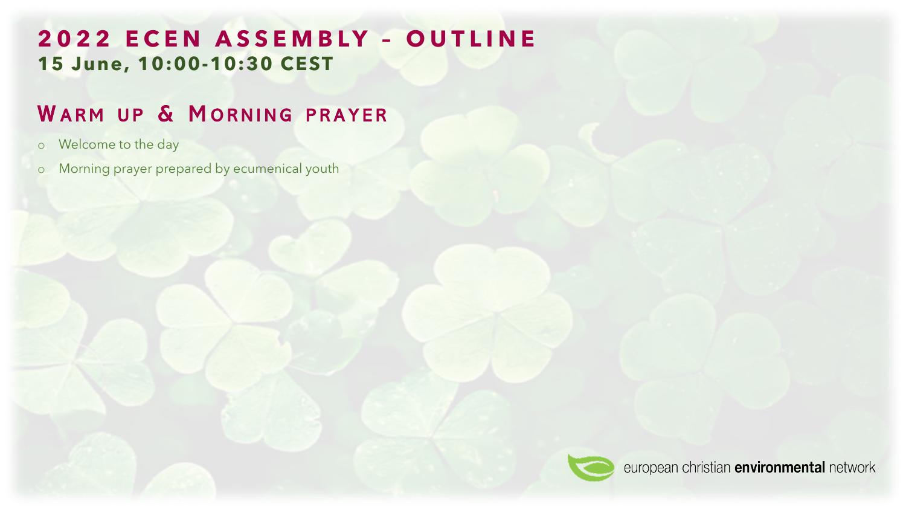# 2022 ECEN ASSEMBLY – OUTLINE

**15 June, 10:00-10:30 CEST**

## Warm up & Morning prayer

- Welcome to the day
- Morning prayer prepared by ecumenical youth

european christian **environmental** network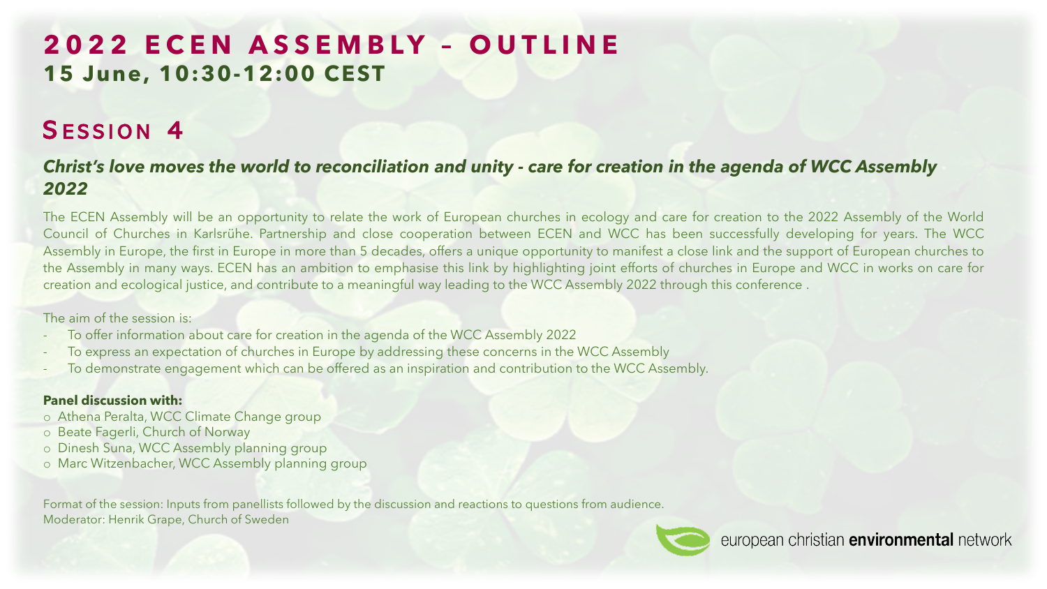# 2022 ECEN ASSEMBLY – OUTLINE

**15 June, 10:30-12:00 CEST**

## SESSION 4

### *Christ's love moves the world to reconciliation and unity - care for creation in the agenda of WCC Assembly 2022*

The ECEN Assembly will be an opportunity to relate the work of European churches in ecology and care for creation to the 2022 Assembly of the World Council of Churches in Karlsrühe. Partnership and close cooperation between ECEN and WCC has been successfully developing for years. The WCC Assembly in Europe, the first in Europe in more than 5 decades, offers a unique opportunity to manifest a close link and the support of European churches to the Assembly in many ways. ECEN has an ambition to emphasise this link by highlighting joint efforts of churches in Europe and WCC in works on care for creation and ecological justice, and contribute to a meaningful way leading to the WCC Assembly 2022 through this conference .

The aim of the session is:

- To offer information about care for creation in the agenda of the WCC Assembly 2022
- To express an expectation of churches in Europe by addressing these concerns in the WCC Assembly
- To demonstrate engagement which can be offered as an inspiration and contribution to the WCC Assembly.

**Panel discussion with:**

- Athena Peralta, WCC Climate Change group
- Beate Fagerli, Church of Norway
- Dinesh Suna, WCC Assembly planning group
- Marc Witzenbacher, WCC Assembly planning group

Format of the session: Inputs from panellists followed by the discussion and reactions to questions from audience.
Moderator: Henrik Grape, Church of Sweden

european christian **environmental** network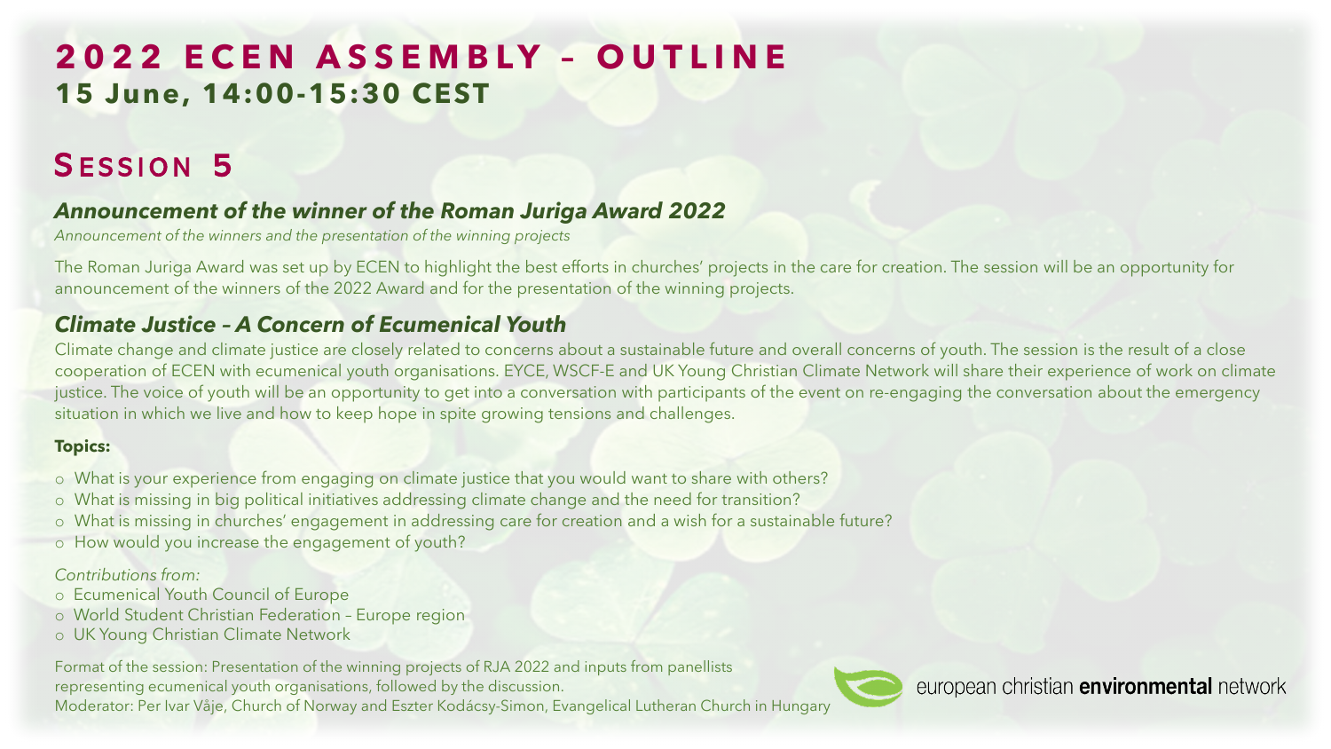# 2022 ECEN ASSEMBLY – OUTLINE

**15 June, 14:00-15:30 CEST**

## SESSION 5

### *Announcement of the winner of the Roman Juriga Award 2022*

*Announcement of the winners and the presentation of the winning projects*

The Roman Juriga Award was set up by ECEN to highlight the best efforts in churches' projects in the care for creation. The session will be an opportunity for announcement of the winners of the 2022 Award and for the presentation of the winning projects.

### *Climate Justice – A Concern of Ecumenical Youth*

Climate change and climate justice are closely related to concerns about a sustainable future and overall concerns of youth. The session is the result of a close cooperation of ECEN with ecumenical youth organisations. EYCE, WSCF-E and UK Young Christian Climate Network will share their experience of work on climate justice. The voice of youth will be an opportunity to get into a conversation with participants of the event on re-engaging the conversation about the emergency situation in which we live and how to keep hope in spite growing tensions and challenges.

**Topics:**

- What is your experience from engaging on climate justice that you would want to share with others?
- What is missing in big political initiatives addressing climate change and the need for transition?
- What is missing in churches' engagement in addressing care for creation and a wish for a sustainable future?
- How would you increase the engagement of youth?

*Contributions from:*

- Ecumenical Youth Council of Europe
- World Student Christian Federation – Europe region
- UK Young Christian Climate Network

Format of the session: Presentation of the winning projects of RJA 2022 and inputs from panellists representing ecumenical youth organisations, followed by the discussion.
Moderator: Per Ivar Våje, Church of Norway and Eszter Kodácsy-Simon, Evangelical Lutheran Church in Hungary

european christian **environmental** network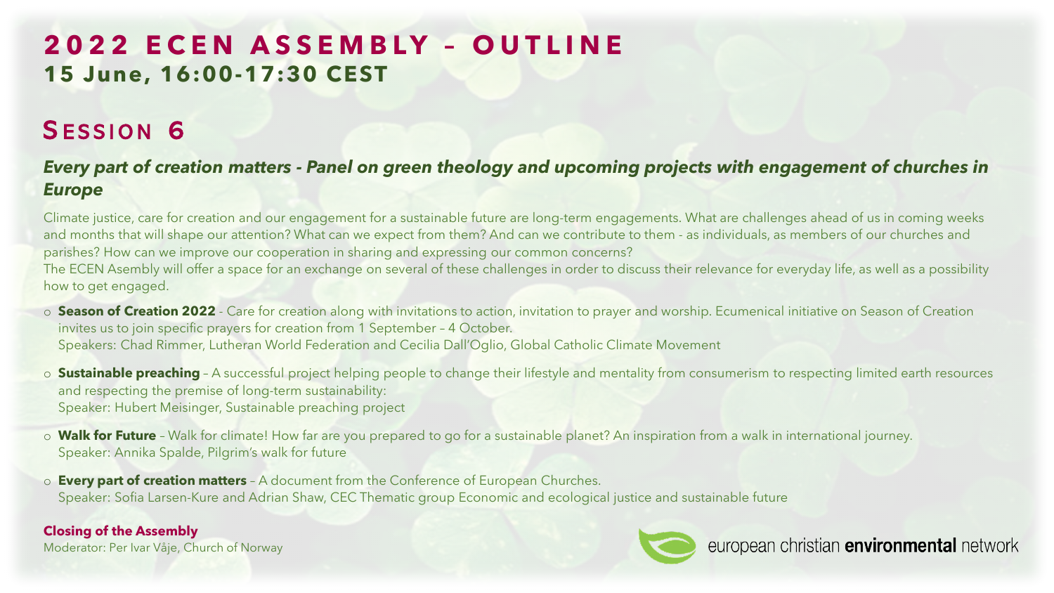# 2022 ECEN ASSEMBLY – OUTLINE

**15 June, 16:00-17:30 CEST**

## Session 6

### *Every part of creation matters - Panel on green theology and upcoming projects with engagement of churches in Europe*

Climate justice, care for creation and our engagement for a sustainable future are long-term engagements. What are challenges ahead of us in coming weeks and months that will shape our attention? What can we expect from them? And can we contribute to them - as individuals, as members of our churches and parishes? How can we improve our cooperation in sharing and expressing our common concerns?
The ECEN Asembly will offer a space for an exchange on several of these challenges in order to discuss their relevance for everyday life, as well as a possibility how to get engaged.

- **Season of Creation 2022** - Care for creation along with invitations to action, invitation to prayer and worship. Ecumenical initiative on Season of Creation invites us to join specific prayers for creation from 1 September – 4 October.
  Speakers: Chad Rimmer, Lutheran World Federation and Cecilia Dall'Oglio, Global Catholic Climate Movement
- **Sustainable preaching** – A successful project helping people to change their lifestyle and mentality from consumerism to respecting limited earth resources and respecting the premise of long-term sustainability:
  Speaker: Hubert Meisinger, Sustainable preaching project
- **Walk for Future** – Walk for climate! How far are you prepared to go for a sustainable planet? An inspiration from a walk in international journey.
  Speaker: Annika Spalde, Pilgrim's walk for future
- **Every part of creation matters** – A document from the Conference of European Churches.
  Speaker: Sofia Larsen-Kure and Adrian Shaw, CEC Thematic group Economic and ecological justice and sustainable future

**Closing of the Assembly**
Moderator: Per Ivar Våje, Church of Norway

european christian **environmental** network